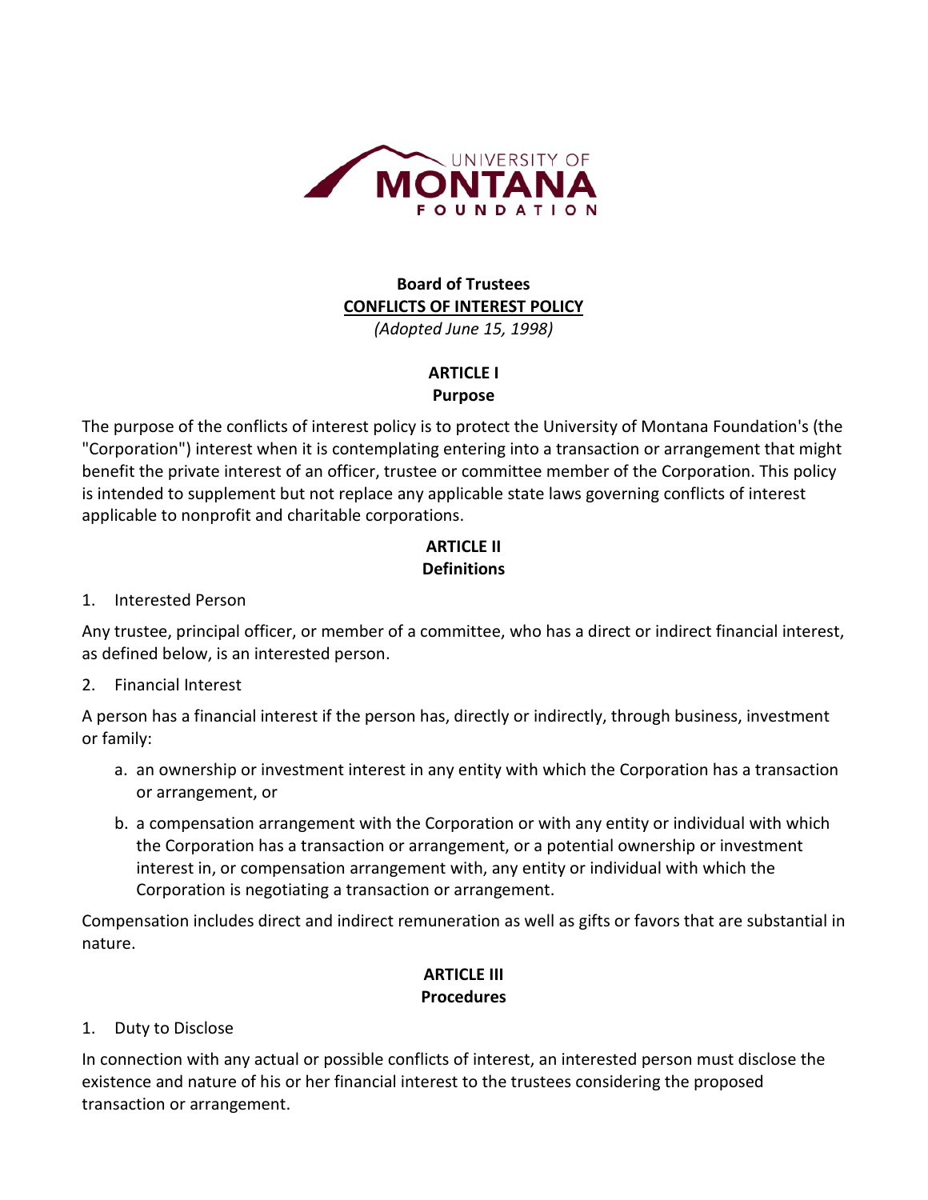UNIVERSITY OF
MONTANA
FOUNDATION

**Board of Trustees**
**CONFLICTS OF INTEREST POLICY**
*(Adopted June 15, 1998)*

## ARTICLE I
## Purpose

The purpose of the conflicts of interest policy is to protect the University of Montana Foundation's (the "Corporation") interest when it is contemplating entering into a transaction or arrangement that might benefit the private interest of an officer, trustee or committee member of the Corporation. This policy is intended to supplement but not replace any applicable state laws governing conflicts of interest applicable to nonprofit and charitable corporations.

## ARTICLE II
## Definitions

1. Interested Person

Any trustee, principal officer, or member of a committee, who has a direct or indirect financial interest, as defined below, is an interested person.

2. Financial Interest

A person has a financial interest if the person has, directly or indirectly, through business, investment or family:

a. an ownership or investment interest in any entity with which the Corporation has a transaction or arrangement, or

b. a compensation arrangement with the Corporation or with any entity or individual with which the Corporation has a transaction or arrangement, or a potential ownership or investment interest in, or compensation arrangement with, any entity or individual with which the Corporation is negotiating a transaction or arrangement.

Compensation includes direct and indirect remuneration as well as gifts or favors that are substantial in nature.

## ARTICLE III
## Procedures

1. Duty to Disclose

In connection with any actual or possible conflicts of interest, an interested person must disclose the existence and nature of his or her financial interest to the trustees considering the proposed transaction or arrangement.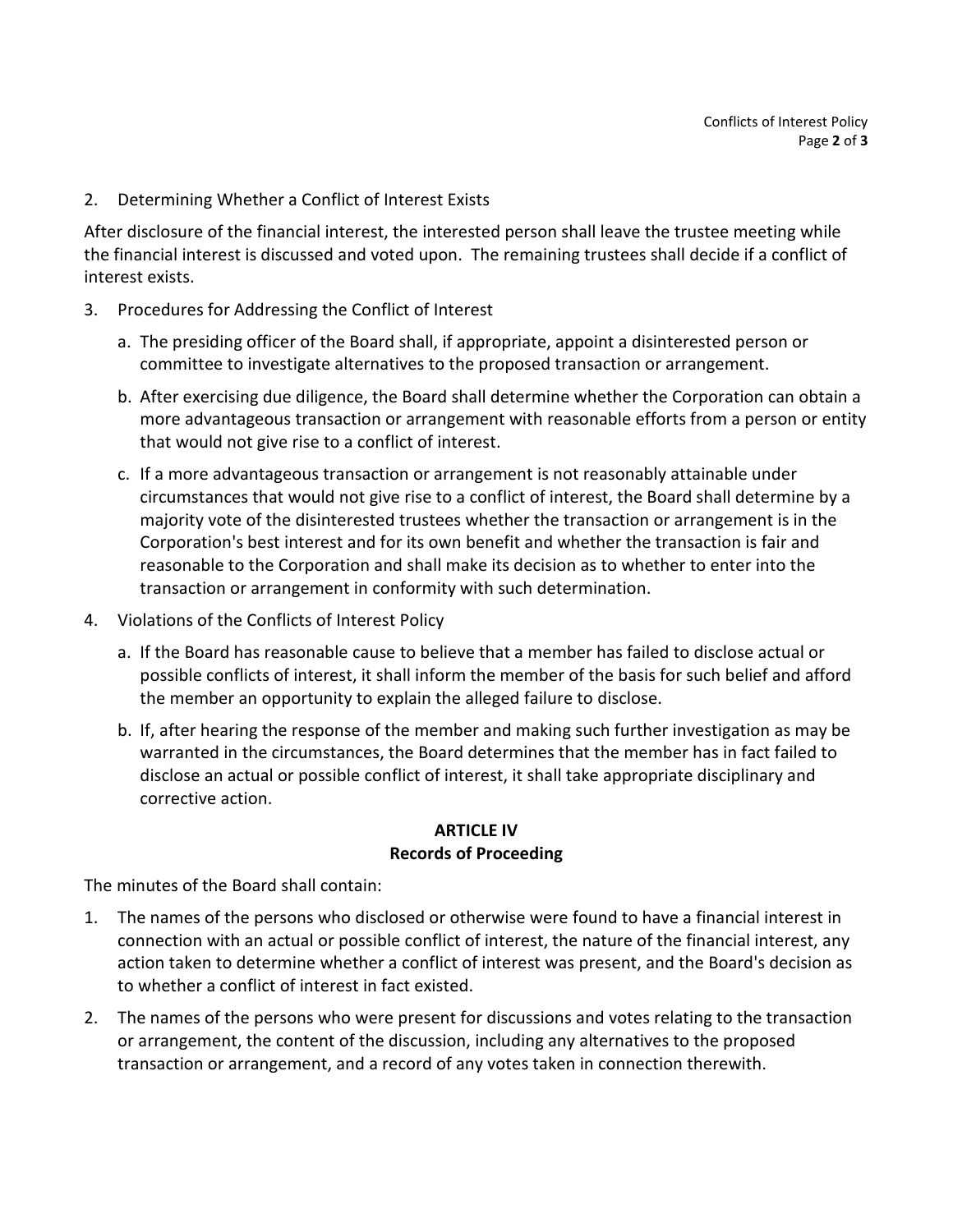2. Determining Whether a Conflict of Interest Exists

After disclosure of the financial interest, the interested person shall leave the trustee meeting while the financial interest is discussed and voted upon. The remaining trustees shall decide if a conflict of interest exists.

3. Procedures for Addressing the Conflict of Interest

   a. The presiding officer of the Board shall, if appropriate, appoint a disinterested person or committee to investigate alternatives to the proposed transaction or arrangement.

   b. After exercising due diligence, the Board shall determine whether the Corporation can obtain a more advantageous transaction or arrangement with reasonable efforts from a person or entity that would not give rise to a conflict of interest.

   c. If a more advantageous transaction or arrangement is not reasonably attainable under circumstances that would not give rise to a conflict of interest, the Board shall determine by a majority vote of the disinterested trustees whether the transaction or arrangement is in the Corporation's best interest and for its own benefit and whether the transaction is fair and reasonable to the Corporation and shall make its decision as to whether to enter into the transaction or arrangement in conformity with such determination.

4. Violations of the Conflicts of Interest Policy

   a. If the Board has reasonable cause to believe that a member has failed to disclose actual or possible conflicts of interest, it shall inform the member of the basis for such belief and afford the member an opportunity to explain the alleged failure to disclose.

   b. If, after hearing the response of the member and making such further investigation as may be warranted in the circumstances, the Board determines that the member has in fact failed to disclose an actual or possible conflict of interest, it shall take appropriate disciplinary and corrective action.

## ARTICLE IV
## Records of Proceeding

The minutes of the Board shall contain:

1. The names of the persons who disclosed or otherwise were found to have a financial interest in connection with an actual or possible conflict of interest, the nature of the financial interest, any action taken to determine whether a conflict of interest was present, and the Board's decision as to whether a conflict of interest in fact existed.

2. The names of the persons who were present for discussions and votes relating to the transaction or arrangement, the content of the discussion, including any alternatives to the proposed transaction or arrangement, and a record of any votes taken in connection therewith.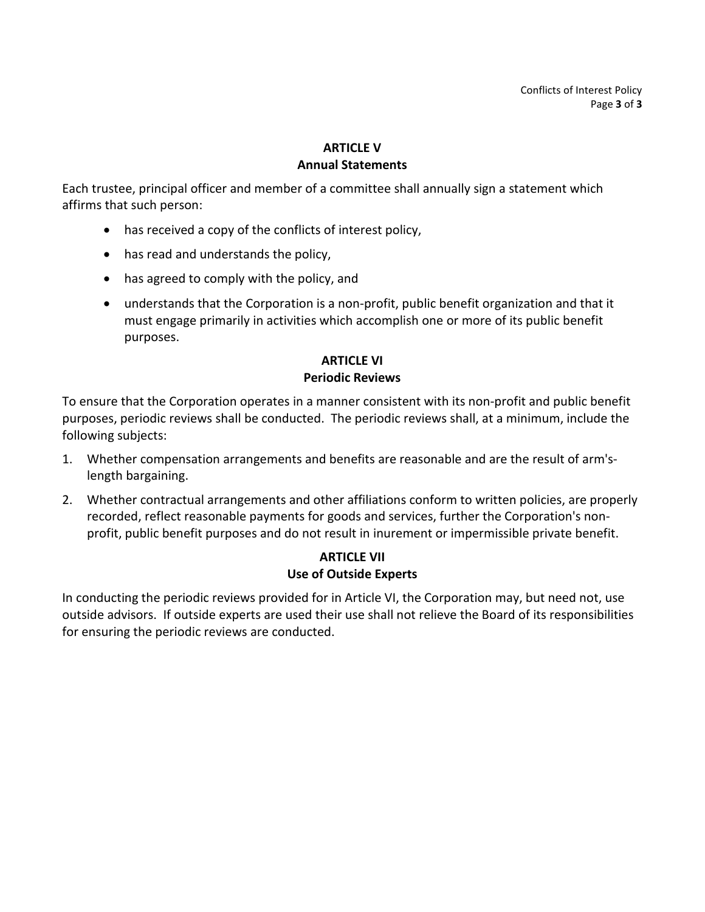## ARTICLE V
## Annual Statements

Each trustee, principal officer and member of a committee shall annually sign a statement which affirms that such person:

- has received a copy of the conflicts of interest policy,
- has read and understands the policy,
- has agreed to comply with the policy, and
- understands that the Corporation is a non-profit, public benefit organization and that it must engage primarily in activities which accomplish one or more of its public benefit purposes.

## ARTICLE VI
## Periodic Reviews

To ensure that the Corporation operates in a manner consistent with its non-profit and public benefit purposes, periodic reviews shall be conducted. The periodic reviews shall, at a minimum, include the following subjects:

1. Whether compensation arrangements and benefits are reasonable and are the result of arm's-length bargaining.
2. Whether contractual arrangements and other affiliations conform to written policies, are properly recorded, reflect reasonable payments for goods and services, further the Corporation's non-profit, public benefit purposes and do not result in inurement or impermissible private benefit.

## ARTICLE VII
## Use of Outside Experts

In conducting the periodic reviews provided for in Article VI, the Corporation may, but need not, use outside advisors. If outside experts are used their use shall not relieve the Board of its responsibilities for ensuring the periodic reviews are conducted.